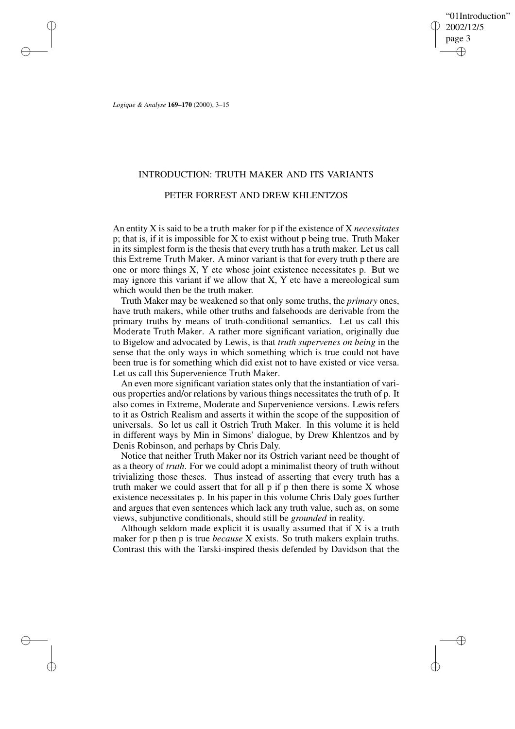# INTRODUCTION: TRUTH MAKER AND ITS VARIANTS

## PETER FORREST AND DREW KHLENTZOS

An entity X is said to be a truth maker for p if the existence of X *necessitates* p; that is, if it is impossible for X to exist without p being true. Truth Maker in its simplest form is the thesis that every truth has a truth maker. Let us call this Extreme Truth Maker. A minor variant is that for every truth p there are one or more things X, Y etc whose joint existence necessitates p. But we may ignore this variant if we allow that X, Y etc have a mereological sum which would then be the truth maker.

Truth Maker may be weakened so that only some truths, the *primary* ones, have truth makers, while other truths and falsehoods are derivable from the primary truths by means of truth-conditional semantics. Let us call this Moderate Truth Maker. A rather more significant variation, originally due to Bigelow and advocated by Lewis, is that *truth supervenes on being* in the sense that the only ways in which something which is true could not have been true is for something which did exist not to have existed or vice versa. Let us call this Supervenience Truth Maker.

An even more significant variation states only that the instantiation of various properties and/or relations by various things necessitates the truth of p. It also comes in Extreme, Moderate and Supervenience versions. Lewis refers to it as Ostrich Realism and asserts it within the scope of the supposition of universals. So let us call it Ostrich Truth Maker. In this volume it is held in different ways by Min in Simons' dialogue, by Drew Khlentzos and by Denis Robinson, and perhaps by Chris Daly.

Notice that neither Truth Maker nor its Ostrich variant need be thought of as a theory of *truth*. For we could adopt a minimalist theory of truth without trivializing those theses. Thus instead of asserting that every truth has a truth maker we could assert that for all p if p then there is some X whose existence necessitates p. In his paper in this volume Chris Daly goes further and argues that even sentences which lack any truth value, such as, on some views, subjunctive conditionals, should still be *grounded* in reality.

Although seldom made explicit it is usually assumed that if X is a truth maker for p then p is true *because* X exists. So truth makers explain truths. Contrast this with the Tarski-inspired thesis defended by Davidson that the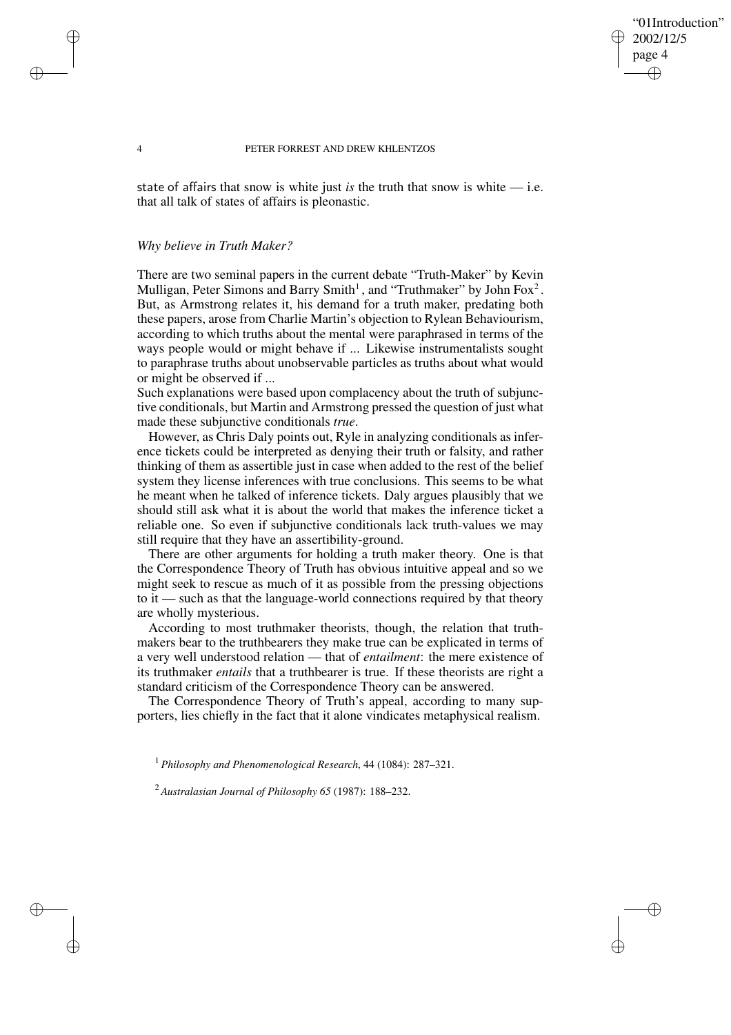state of affairs that snow is white just *is* the truth that snow is white — i.e. that all talk of states of affairs is pleonastic.

### *Why believe in Truth Maker?*

There are two seminal papers in the current debate "Truth-Maker" by Kevin Mulligan, Peter Simons and Barry Smith[1], and "Truthmaker" by John Fox[2]. But, as Armstrong relates it, his demand for a truth maker, predating both these papers, arose from Charlie Martin's objection to Rylean Behaviourism, according to which truths about the mental were paraphrased in terms of the ways people would or might behave if ... Likewise instrumentalists sought to paraphrase truths about unobservable particles as truths about what would or might be observed if ...
Such explanations were based upon complacency about the truth of subjunctive conditionals, but Martin and Armstrong pressed the question of just what made these subjunctive conditionals *true*.

However, as Chris Daly points out, Ryle in analyzing conditionals as inference tickets could be interpreted as denying their truth or falsity, and rather thinking of them as assertible just in case when added to the rest of the belief system they license inferences with true conclusions. This seems to be what he meant when he talked of inference tickets. Daly argues plausibly that we should still ask what it is about the world that makes the inference ticket a reliable one. So even if subjunctive conditionals lack truth-values we may still require that they have an assertibility-ground.

There are other arguments for holding a truth maker theory. One is that the Correspondence Theory of Truth has obvious intuitive appeal and so we might seek to rescue as much of it as possible from the pressing objections to it — such as that the language-world connections required by that theory are wholly mysterious.

According to most truthmaker theorists, though, the relation that truthmakers bear to the truthbearers they make true can be explicated in terms of a very well understood relation — that of *entailment*: the mere existence of its truthmaker *entails* that a truthbearer is true. If these theorists are right a standard criticism of the Correspondence Theory can be answered.

The Correspondence Theory of Truth's appeal, according to many supporters, lies chiefly in the fact that it alone vindicates metaphysical realism.

[1] *Philosophy and Phenomenological Research*, 44 (1084): 287–321.

[2] *Australasian Journal of Philosophy 65* (1987): 188–232.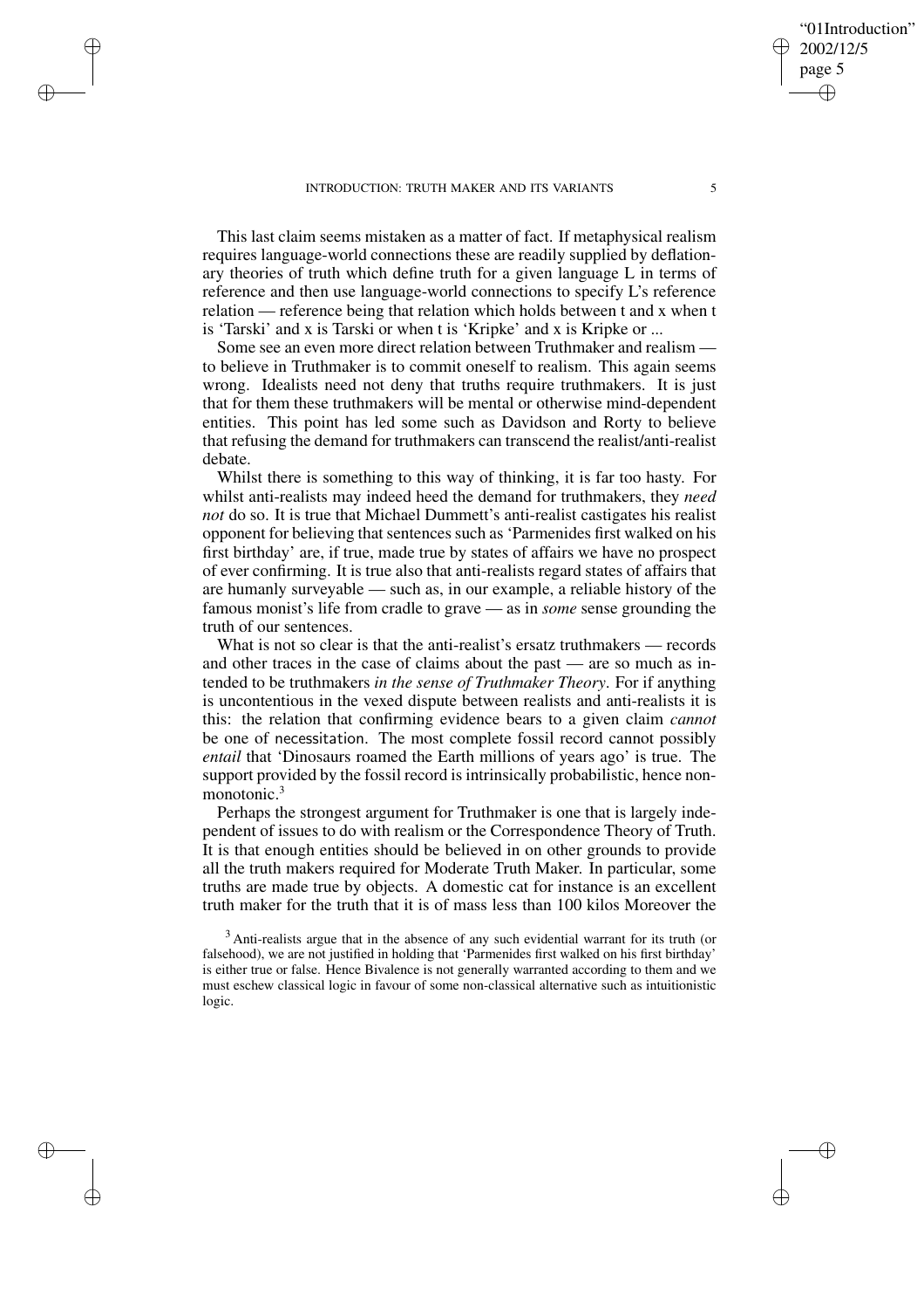This last claim seems mistaken as a matter of fact. If metaphysical realism requires language-world connections these are readily supplied by deflationary theories of truth which define truth for a given language L in terms of reference and then use language-world connections to specify L's reference relation — reference being that relation which holds between t and x when t is 'Tarski' and x is Tarski or when t is 'Kripke' and x is Kripke or ...

Some see an even more direct relation between Truthmaker and realism — to believe in Truthmaker is to commit oneself to realism. This again seems wrong. Idealists need not deny that truths require truthmakers. It is just that for them these truthmakers will be mental or otherwise mind-dependent entities. This point has led some such as Davidson and Rorty to believe that refusing the demand for truthmakers can transcend the realist/anti-realist debate.

Whilst there is something to this way of thinking, it is far too hasty. For whilst anti-realists may indeed heed the demand for truthmakers, they *need not* do so. It is true that Michael Dummett's anti-realist castigates his realist opponent for believing that sentences such as 'Parmenides first walked on his first birthday' are, if true, made true by states of affairs we have no prospect of ever confirming. It is true also that anti-realists regard states of affairs that are humanly surveyable — such as, in our example, a reliable history of the famous monist's life from cradle to grave — as in *some* sense grounding the truth of our sentences.

What is not so clear is that the anti-realist's ersatz truthmakers — records and other traces in the case of claims about the past — are so much as intended to be truthmakers *in the sense of Truthmaker Theory*. For if anything is uncontentious in the vexed dispute between realists and anti-realists it is this: the relation that confirming evidence bears to a given claim *cannot* be one of necessitation. The most complete fossil record cannot possibly *entail* that 'Dinosaurs roamed the Earth millions of years ago' is true. The support provided by the fossil record is intrinsically probabilistic, hence non-monotonic.[3]

Perhaps the strongest argument for Truthmaker is one that is largely independent of issues to do with realism or the Correspondence Theory of Truth. It is that enough entities should be believed in on other grounds to provide all the truth makers required for Moderate Truth Maker. In particular, some truths are made true by objects. A domestic cat for instance is an excellent truth maker for the truth that it is of mass less than 100 kilos Moreover the

[3] Anti-realists argue that in the absence of any such evidential warrant for its truth (or falsehood), we are not justified in holding that 'Parmenides first walked on his first birthday' is either true or false. Hence Bivalence is not generally warranted according to them and we must eschew classical logic in favour of some non-classical alternative such as intuitionistic logic.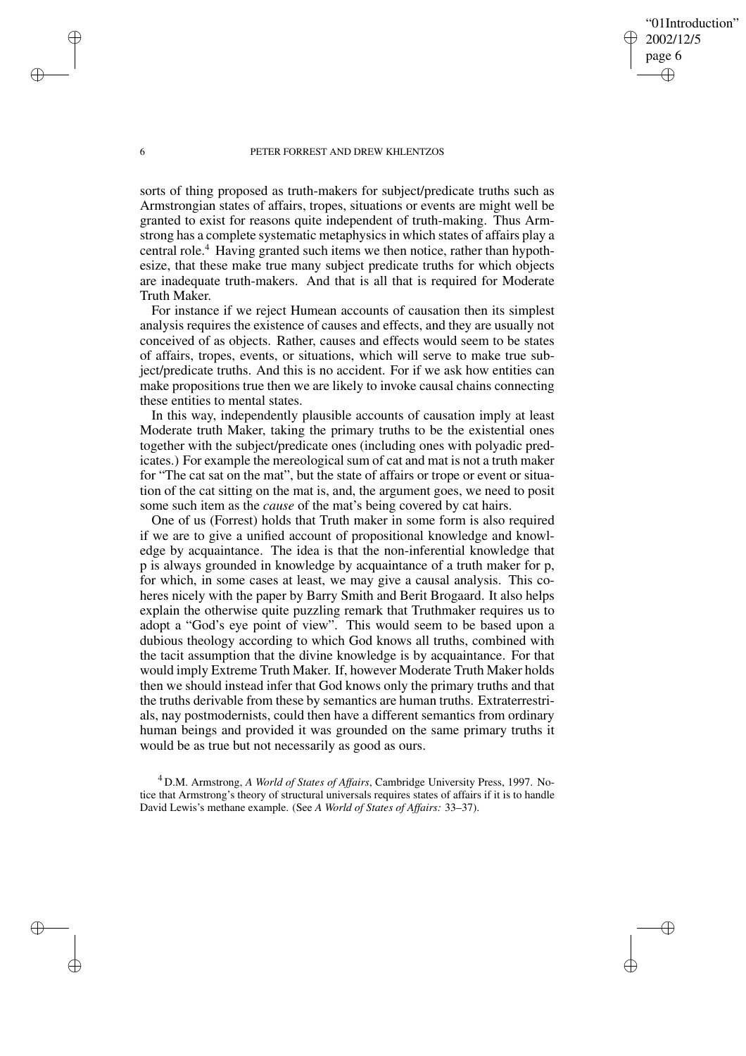sorts of thing proposed as truth-makers for subject/predicate truths such as Armstrongian states of affairs, tropes, situations or events are might well be granted to exist for reasons quite independent of truth-making. Thus Armstrong has a complete systematic metaphysics in which states of affairs play a central role.[4] Having granted such items we then notice, rather than hypothesize, that these make true many subject predicate truths for which objects are inadequate truth-makers. And that is all that is required for Moderate Truth Maker.

For instance if we reject Humean accounts of causation then its simplest analysis requires the existence of causes and effects, and they are usually not conceived of as objects. Rather, causes and effects would seem to be states of affairs, tropes, events, or situations, which will serve to make true subject/predicate truths. And this is no accident. For if we ask how entities can make propositions true then we are likely to invoke causal chains connecting these entities to mental states.

In this way, independently plausible accounts of causation imply at least Moderate truth Maker, taking the primary truths to be the existential ones together with the subject/predicate ones (including ones with polyadic predicates.) For example the mereological sum of cat and mat is not a truth maker for "The cat sat on the mat", but the state of affairs or trope or event or situation of the cat sitting on the mat is, and, the argument goes, we need to posit some such item as the *cause* of the mat's being covered by cat hairs.

One of us (Forrest) holds that Truth maker in some form is also required if we are to give a unified account of propositional knowledge and knowledge by acquaintance. The idea is that the non-inferential knowledge that p is always grounded in knowledge by acquaintance of a truth maker for p, for which, in some cases at least, we may give a causal analysis. This coheres nicely with the paper by Barry Smith and Berit Brogaard. It also helps explain the otherwise quite puzzling remark that Truthmaker requires us to adopt a "God's eye point of view". This would seem to be based upon a dubious theology according to which God knows all truths, combined with the tacit assumption that the divine knowledge is by acquaintance. For that would imply Extreme Truth Maker. If, however Moderate Truth Maker holds then we should instead infer that God knows only the primary truths and that the truths derivable from these by semantics are human truths. Extraterrestrials, nay postmodernists, could then have a different semantics from ordinary human beings and provided it was grounded on the same primary truths it would be as true but not necessarily as good as ours.

[4] D.M. Armstrong, *A World of States of Affairs*, Cambridge University Press, 1997. Notice that Armstrong's theory of structural universals requires states of affairs if it is to handle David Lewis's methane example. (See *A World of States of Affairs:* 33–37).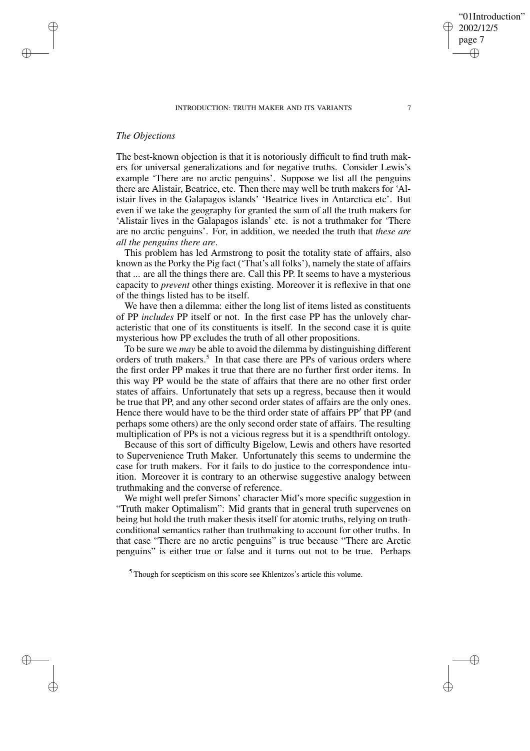### *The Objections*

The best-known objection is that it is notoriously difficult to find truth makers for universal generalizations and for negative truths. Consider Lewis's example 'There are no arctic penguins'. Suppose we list all the penguins there are Alistair, Beatrice, etc. Then there may well be truth makers for 'Alistair lives in the Galapagos islands' 'Beatrice lives in Antarctica etc'. But even if we take the geography for granted the sum of all the truth makers for 'Alistair lives in the Galapagos islands' etc. is not a truthmaker for 'There are no arctic penguins'. For, in addition, we needed the truth that *these are all the penguins there are*.

This problem has led Armstrong to posit the totality state of affairs, also known as the Porky the Pig fact ('That's all folks'), namely the state of affairs that ... are all the things there are. Call this PP. It seems to have a mysterious capacity to *prevent* other things existing. Moreover it is reflexive in that one of the things listed has to be itself.

We have then a dilemma: either the long list of items listed as constituents of PP *includes* PP itself or not. In the first case PP has the unlovely characteristic that one of its constituents is itself. In the second case it is quite mysterious how PP excludes the truth of all other propositions.

To be sure we *may* be able to avoid the dilemma by distinguishing different orders of truth makers.[5] In that case there are PPs of various orders where the first order PP makes it true that there are no further first order items. In this way PP would be the state of affairs that there are no other first order states of affairs. Unfortunately that sets up a regress, because then it would be true that PP, and any other second order states of affairs are the only ones. Hence there would have to be the third order state of affairs PP′ that PP (and perhaps some others) are the only second order state of affairs. The resulting multiplication of PPs is not a vicious regress but it is a spendthrift ontology.

Because of this sort of difficulty Bigelow, Lewis and others have resorted to Supervenience Truth Maker. Unfortunately this seems to undermine the case for truth makers. For it fails to do justice to the correspondence intuition. Moreover it is contrary to an otherwise suggestive analogy between truthmaking and the converse of reference.

We might well prefer Simons' character Mid's more specific suggestion in "Truth maker Optimalism": Mid grants that in general truth supervenes on being but hold the truth maker thesis itself for atomic truths, relying on truth-conditional semantics rather than truthmaking to account for other truths. In that case "There are no arctic penguins" is true because "There are Arctic penguins" is either true or false and it turns out not to be true. Perhaps

[5] Though for scepticism on this score see Khlentzos's article this volume.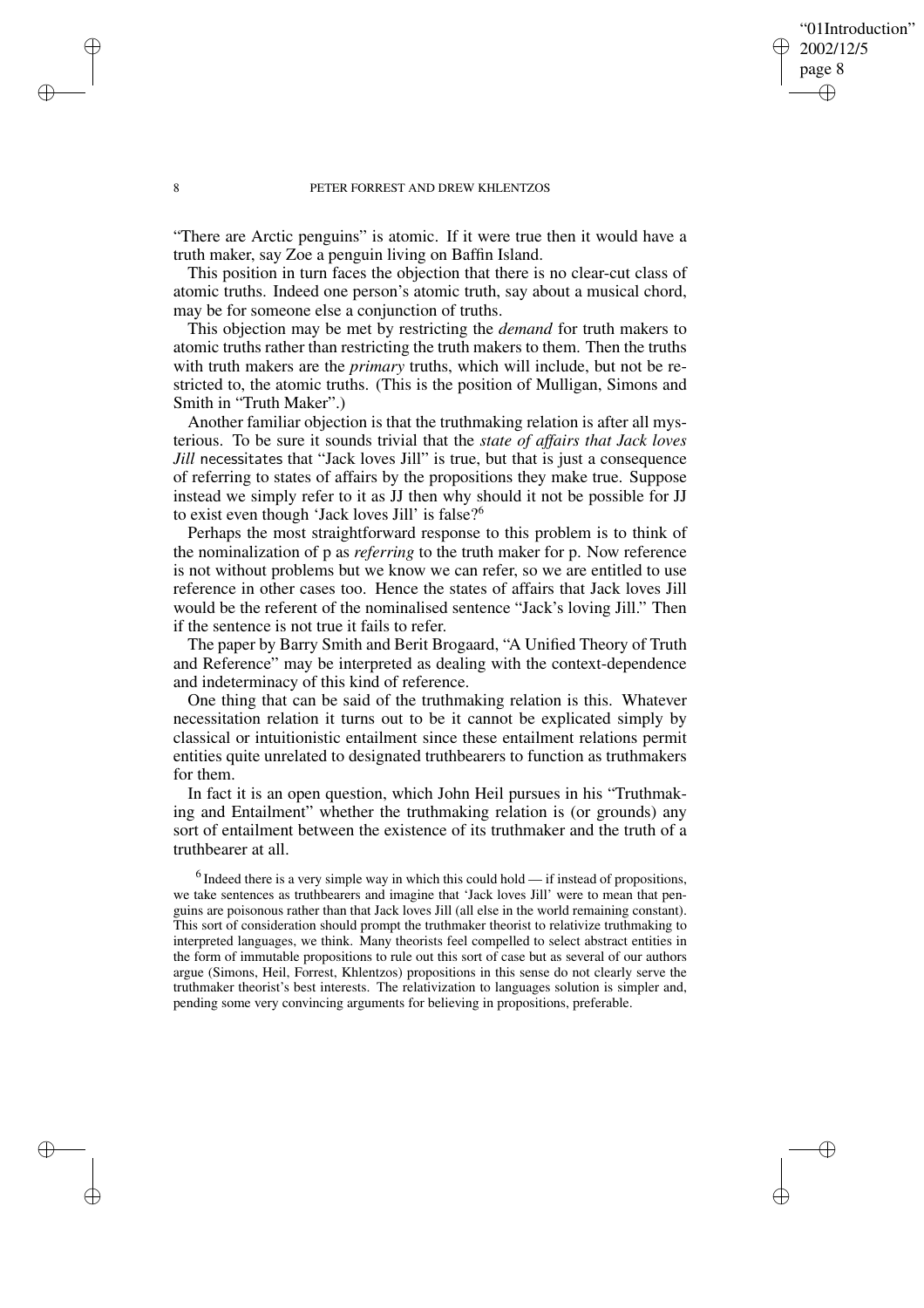"There are Arctic penguins" is atomic. If it were true then it would have a truth maker, say Zoe a penguin living on Baffin Island.

This position in turn faces the objection that there is no clear-cut class of atomic truths. Indeed one person's atomic truth, say about a musical chord, may be for someone else a conjunction of truths.

This objection may be met by restricting the *demand* for truth makers to atomic truths rather than restricting the truth makers to them. Then the truths with truth makers are the *primary* truths, which will include, but not be restricted to, the atomic truths. (This is the position of Mulligan, Simons and Smith in "Truth Maker".)

Another familiar objection is that the truthmaking relation is after all mysterious. To be sure it sounds trivial that the *state of affairs that Jack loves Jill* necessitates that "Jack loves Jill" is true, but that is just a consequence of referring to states of affairs by the propositions they make true. Suppose instead we simply refer to it as JJ then why should it not be possible for JJ to exist even though 'Jack loves Jill' is false?[6]

Perhaps the most straightforward response to this problem is to think of the nominalization of p as *referring* to the truth maker for p. Now reference is not without problems but we know we can refer, so we are entitled to use reference in other cases too. Hence the states of affairs that Jack loves Jill would be the referent of the nominalised sentence "Jack's loving Jill." Then if the sentence is not true it fails to refer.

The paper by Barry Smith and Berit Brogaard, "A Unified Theory of Truth and Reference" may be interpreted as dealing with the context-dependence and indeterminacy of this kind of reference.

One thing that can be said of the truthmaking relation is this. Whatever necessitation relation it turns out to be it cannot be explicated simply by classical or intuitionistic entailment since these entailment relations permit entities quite unrelated to designated truthbearers to function as truthmakers for them.

In fact it is an open question, which John Heil pursues in his "Truthmaking and Entailment" whether the truthmaking relation is (or grounds) any sort of entailment between the existence of its truthmaker and the truth of a truthbearer at all.

[6] Indeed there is a very simple way in which this could hold — if instead of propositions, we take sentences as truthbearers and imagine that 'Jack loves Jill' were to mean that penguins are poisonous rather than that Jack loves Jill (all else in the world remaining constant). This sort of consideration should prompt the truthmaker theorist to relativize truthmaking to interpreted languages, we think. Many theorists feel compelled to select abstract entities in the form of immutable propositions to rule out this sort of case but as several of our authors argue (Simons, Heil, Forrest, Khlentzos) propositions in this sense do not clearly serve the truthmaker theorist's best interests. The relativization to languages solution is simpler and, pending some very convincing arguments for believing in propositions, preferable.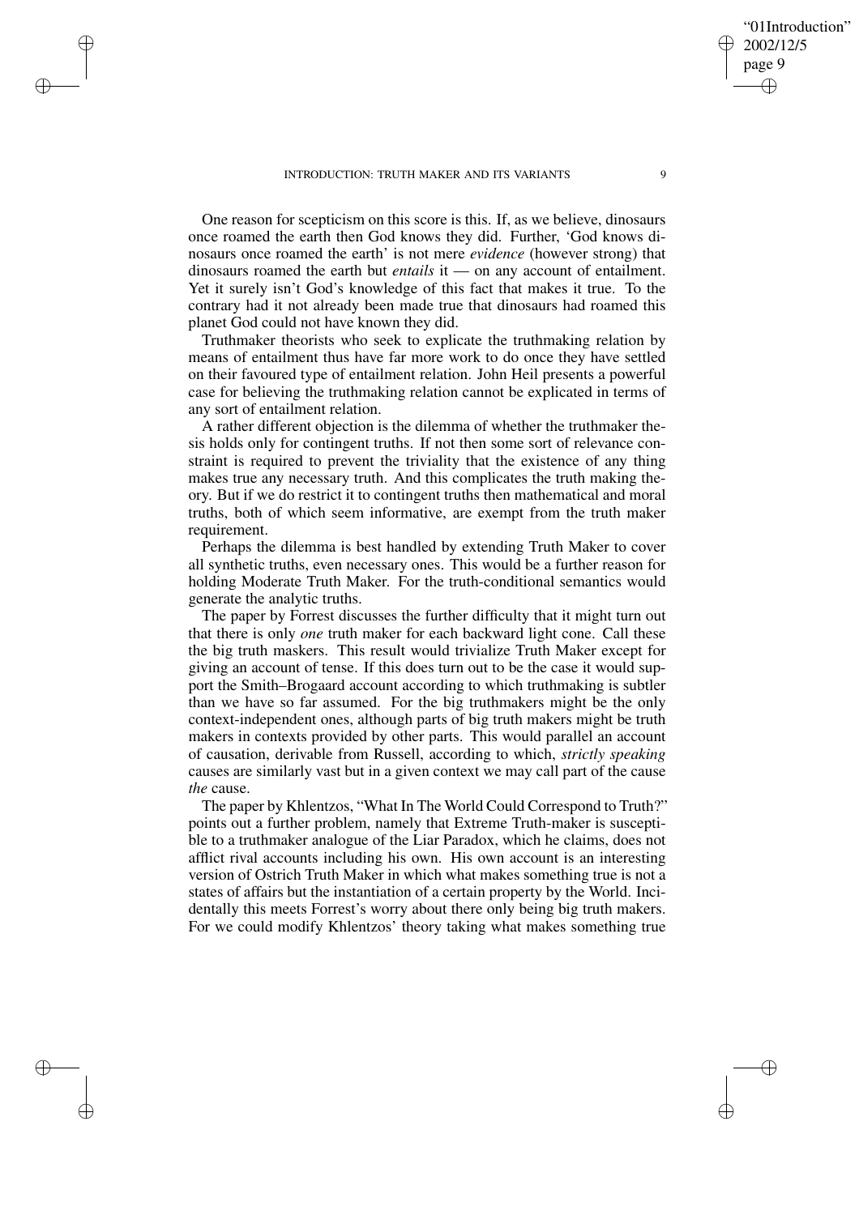One reason for scepticism on this score is this. If, as we believe, dinosaurs once roamed the earth then God knows they did. Further, 'God knows dinosaurs once roamed the earth' is not mere *evidence* (however strong) that dinosaurs roamed the earth but *entails* it — on any account of entailment. Yet it surely isn't God's knowledge of this fact that makes it true. To the contrary had it not already been made true that dinosaurs had roamed this planet God could not have known they did.

Truthmaker theorists who seek to explicate the truthmaking relation by means of entailment thus have far more work to do once they have settled on their favoured type of entailment relation. John Heil presents a powerful case for believing the truthmaking relation cannot be explicated in terms of any sort of entailment relation.

A rather different objection is the dilemma of whether the truthmaker thesis holds only for contingent truths. If not then some sort of relevance constraint is required to prevent the triviality that the existence of any thing makes true any necessary truth. And this complicates the truth making theory. But if we do restrict it to contingent truths then mathematical and moral truths, both of which seem informative, are exempt from the truth maker requirement.

Perhaps the dilemma is best handled by extending Truth Maker to cover all synthetic truths, even necessary ones. This would be a further reason for holding Moderate Truth Maker. For the truth-conditional semantics would generate the analytic truths.

The paper by Forrest discusses the further difficulty that it might turn out that there is only *one* truth maker for each backward light cone. Call these the big truth maskers. This result would trivialize Truth Maker except for giving an account of tense. If this does turn out to be the case it would support the Smith–Brogaard account according to which truthmaking is subtler than we have so far assumed. For the big truthmakers might be the only context-independent ones, although parts of big truth makers might be truth makers in contexts provided by other parts. This would parallel an account of causation, derivable from Russell, according to which, *strictly speaking* causes are similarly vast but in a given context we may call part of the cause *the* cause.

The paper by Khlentzos, "What In The World Could Correspond to Truth?" points out a further problem, namely that Extreme Truth-maker is susceptible to a truthmaker analogue of the Liar Paradox, which he claims, does not afflict rival accounts including his own. His own account is an interesting version of Ostrich Truth Maker in which what makes something true is not a states of affairs but the instantiation of a certain property by the World. Incidentally this meets Forrest's worry about there only being big truth makers. For we could modify Khlentzos' theory taking what makes something true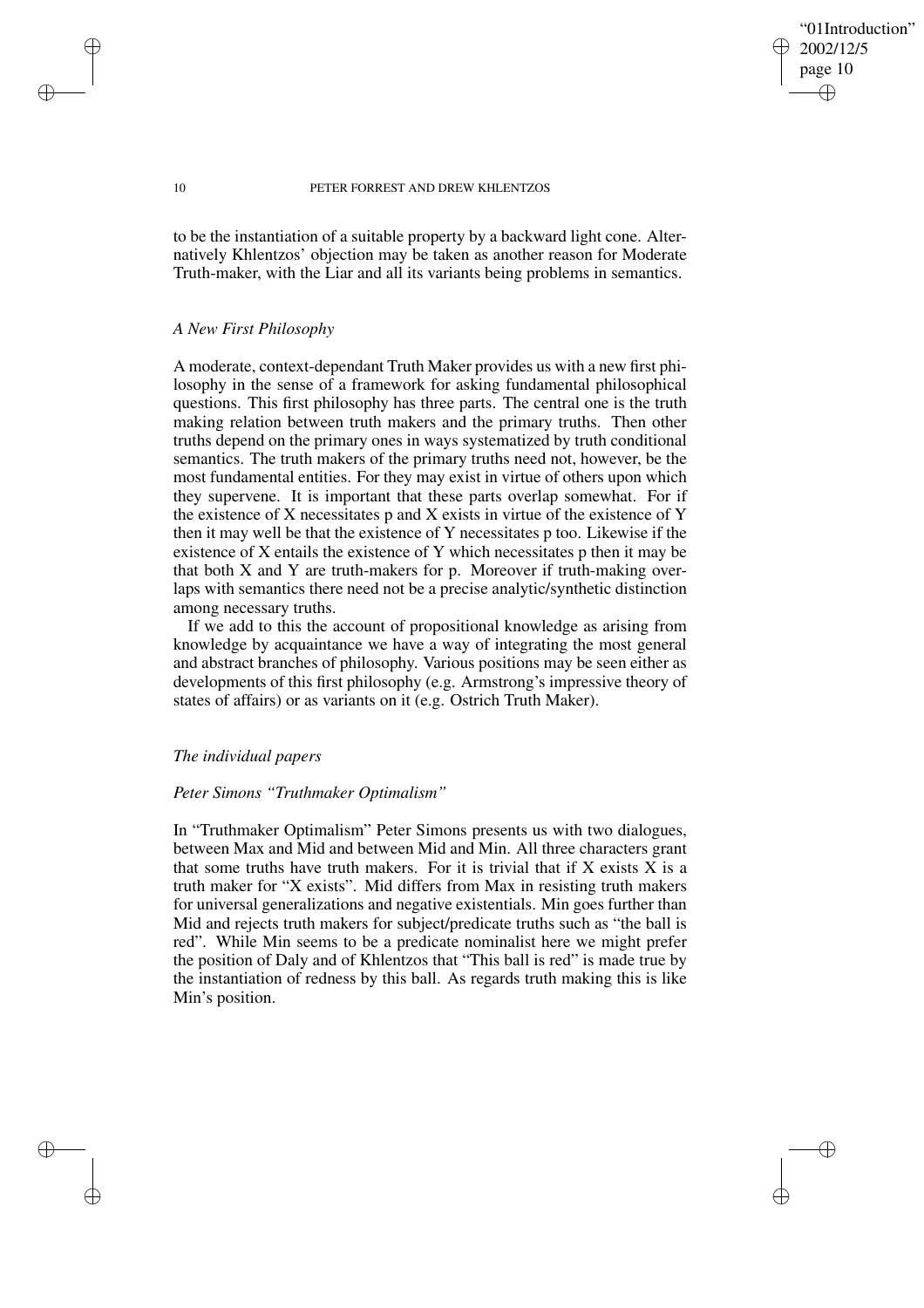to be the instantiation of a suitable property by a backward light cone. Alternatively Khlentzos' objection may be taken as another reason for Moderate Truth-maker, with the Liar and all its variants being problems in semantics.

### *A New First Philosophy*

A moderate, context-dependant Truth Maker provides us with a new first philosophy in the sense of a framework for asking fundamental philosophical questions. This first philosophy has three parts. The central one is the truth making relation between truth makers and the primary truths. Then other truths depend on the primary ones in ways systematized by truth conditional semantics. The truth makers of the primary truths need not, however, be the most fundamental entities. For they may exist in virtue of others upon which they supervene. It is important that these parts overlap somewhat. For if the existence of X necessitates p and X exists in virtue of the existence of Y then it may well be that the existence of Y necessitates p too. Likewise if the existence of X entails the existence of Y which necessitates p then it may be that both X and Y are truth-makers for p. Moreover if truth-making overlaps with semantics there need not be a precise analytic/synthetic distinction among necessary truths.

If we add to this the account of propositional knowledge as arising from knowledge by acquaintance we have a way of integrating the most general and abstract branches of philosophy. Various positions may be seen either as developments of this first philosophy (e.g. Armstrong's impressive theory of states of affairs) or as variants on it (e.g. Ostrich Truth Maker).

### *The individual papers*

#### *Peter Simons "Truthmaker Optimalism"*

In "Truthmaker Optimalism" Peter Simons presents us with two dialogues, between Max and Mid and between Mid and Min. All three characters grant that some truths have truth makers. For it is trivial that if X exists X is a truth maker for "X exists". Mid differs from Max in resisting truth makers for universal generalizations and negative existentials. Min goes further than Mid and rejects truth makers for subject/predicate truths such as "the ball is red". While Min seems to be a predicate nominalist here we might prefer the position of Daly and of Khlentzos that "This ball is red" is made true by the instantiation of redness by this ball. As regards truth making this is like Min's position.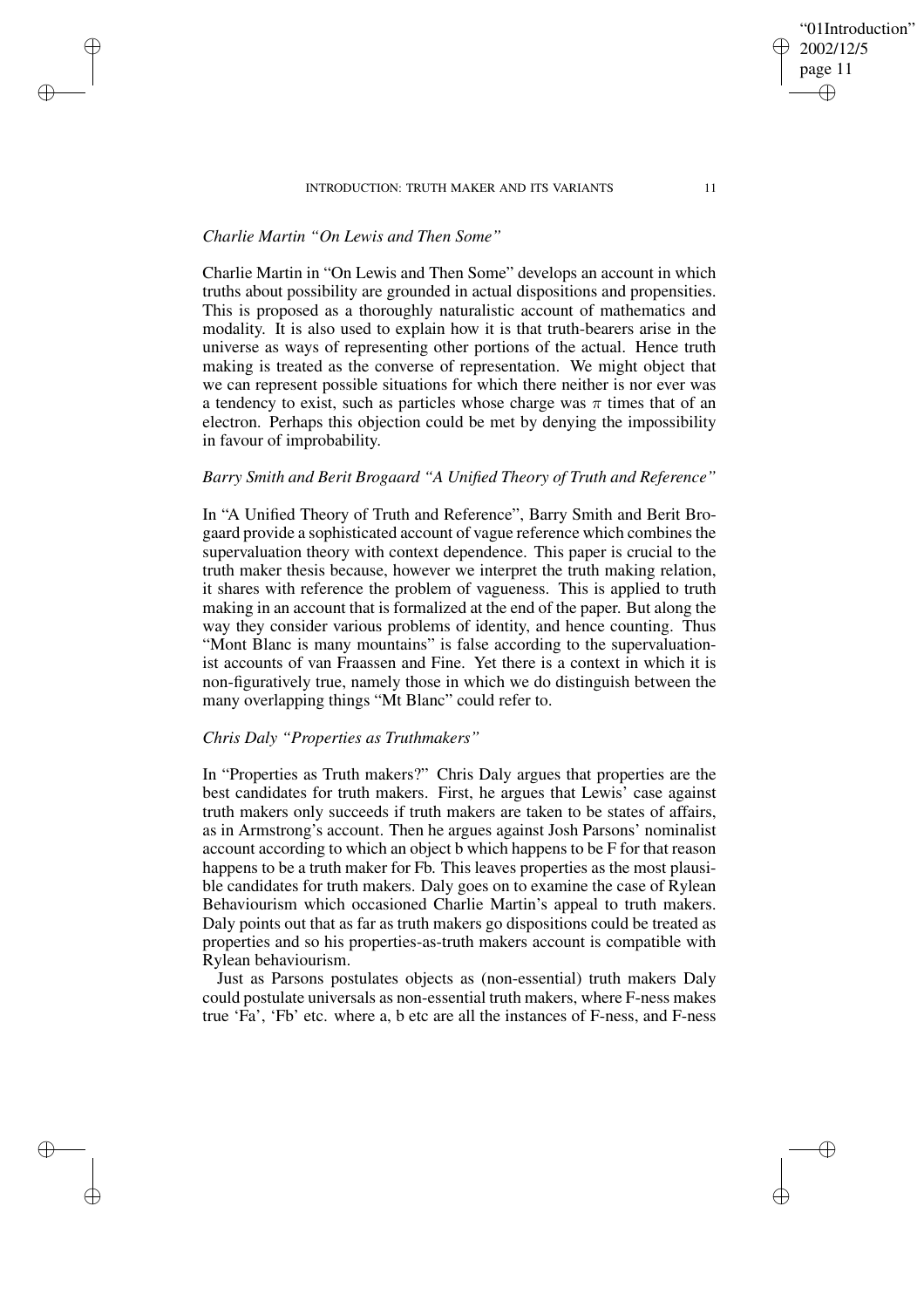### *Charlie Martin "On Lewis and Then Some"*

Charlie Martin in "On Lewis and Then Some" develops an account in which truths about possibility are grounded in actual dispositions and propensities. This is proposed as a thoroughly naturalistic account of mathematics and modality. It is also used to explain how it is that truth-bearers arise in the universe as ways of representing other portions of the actual. Hence truth making is treated as the converse of representation. We might object that we can represent possible situations for which there neither is nor ever was a tendency to exist, such as particles whose charge was $\pi$ times that of an electron. Perhaps this objection could be met by denying the impossibility in favour of improbability.

### *Barry Smith and Berit Brogaard "A Unified Theory of Truth and Reference"*

In "A Unified Theory of Truth and Reference", Barry Smith and Berit Brogaard provide a sophisticated account of vague reference which combines the supervaluation theory with context dependence. This paper is crucial to the truth maker thesis because, however we interpret the truth making relation, it shares with reference the problem of vagueness. This is applied to truth making in an account that is formalized at the end of the paper. But along the way they consider various problems of identity, and hence counting. Thus "Mont Blanc is many mountains" is false according to the supervaluationist accounts of van Fraassen and Fine. Yet there is a context in which it is non-figuratively true, namely those in which we do distinguish between the many overlapping things "Mt Blanc" could refer to.

### *Chris Daly "Properties as Truthmakers"*

In "Properties as Truth makers?" Chris Daly argues that properties are the best candidates for truth makers. First, he argues that Lewis' case against truth makers only succeeds if truth makers are taken to be states of affairs, as in Armstrong's account. Then he argues against Josh Parsons' nominalist account according to which an object b which happens to be F for that reason happens to be a truth maker for Fb. This leaves properties as the most plausible candidates for truth makers. Daly goes on to examine the case of Rylean Behaviourism which occasioned Charlie Martin's appeal to truth makers. Daly points out that as far as truth makers go dispositions could be treated as properties and so his properties-as-truth makers account is compatible with Rylean behaviourism.

Just as Parsons postulates objects as (non-essential) truth makers Daly could postulate universals as non-essential truth makers, where F-ness makes true 'Fa', 'Fb' etc. where a, b etc are all the instances of F-ness, and F-ness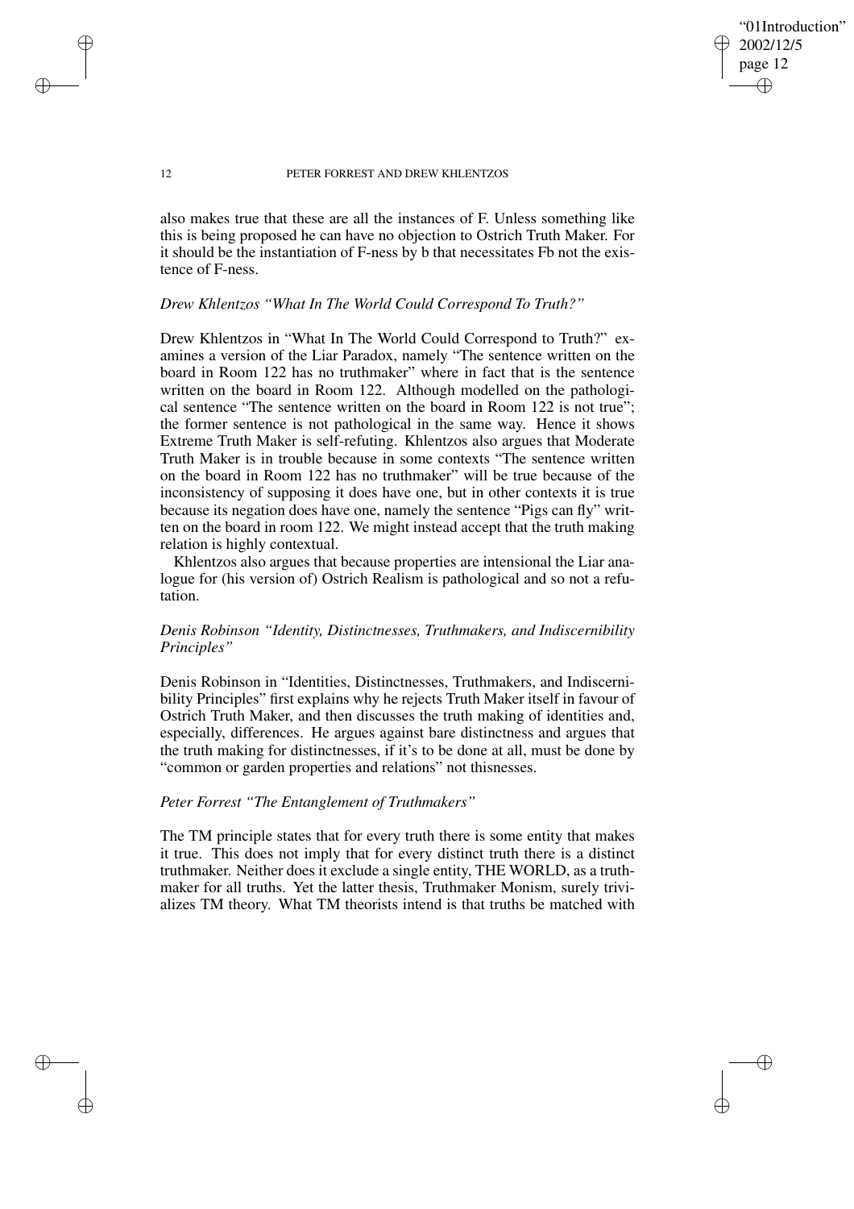also makes true that these are all the instances of F. Unless something like this is being proposed he can have no objection to Ostrich Truth Maker. For it should be the instantiation of F-ness by b that necessitates Fb not the existence of F-ness.

### *Drew Khlentzos "What In The World Could Correspond To Truth?"*

Drew Khlentzos in "What In The World Could Correspond to Truth?" examines a version of the Liar Paradox, namely "The sentence written on the board in Room 122 has no truthmaker" where in fact that is the sentence written on the board in Room 122. Although modelled on the pathological sentence "The sentence written on the board in Room 122 is not true"; the former sentence is not pathological in the same way. Hence it shows Extreme Truth Maker is self-refuting. Khlentzos also argues that Moderate Truth Maker is in trouble because in some contexts "The sentence written on the board in Room 122 has no truthmaker" will be true because of the inconsistency of supposing it does have one, but in other contexts it is true because its negation does have one, namely the sentence "Pigs can fly" written on the board in room 122. We might instead accept that the truth making relation is highly contextual.

Khlentzos also argues that because properties are intensional the Liar analogue for (his version of) Ostrich Realism is pathological and so not a refutation.

### *Denis Robinson "Identity, Distinctnesses, Truthmakers, and Indiscernibility Principles"*

Denis Robinson in "Identities, Distinctnesses, Truthmakers, and Indiscernibility Principles" first explains why he rejects Truth Maker itself in favour of Ostrich Truth Maker, and then discusses the truth making of identities and, especially, differences. He argues against bare distinctness and argues that the truth making for distinctnesses, if it's to be done at all, must be done by "common or garden properties and relations" not thisnesses.

### *Peter Forrest "The Entanglement of Truthmakers"*

The TM principle states that for every truth there is some entity that makes it true. This does not imply that for every distinct truth there is a distinct truthmaker. Neither does it exclude a single entity, THE WORLD, as a truthmaker for all truths. Yet the latter thesis, Truthmaker Monism, surely trivializes TM theory. What TM theorists intend is that truths be matched with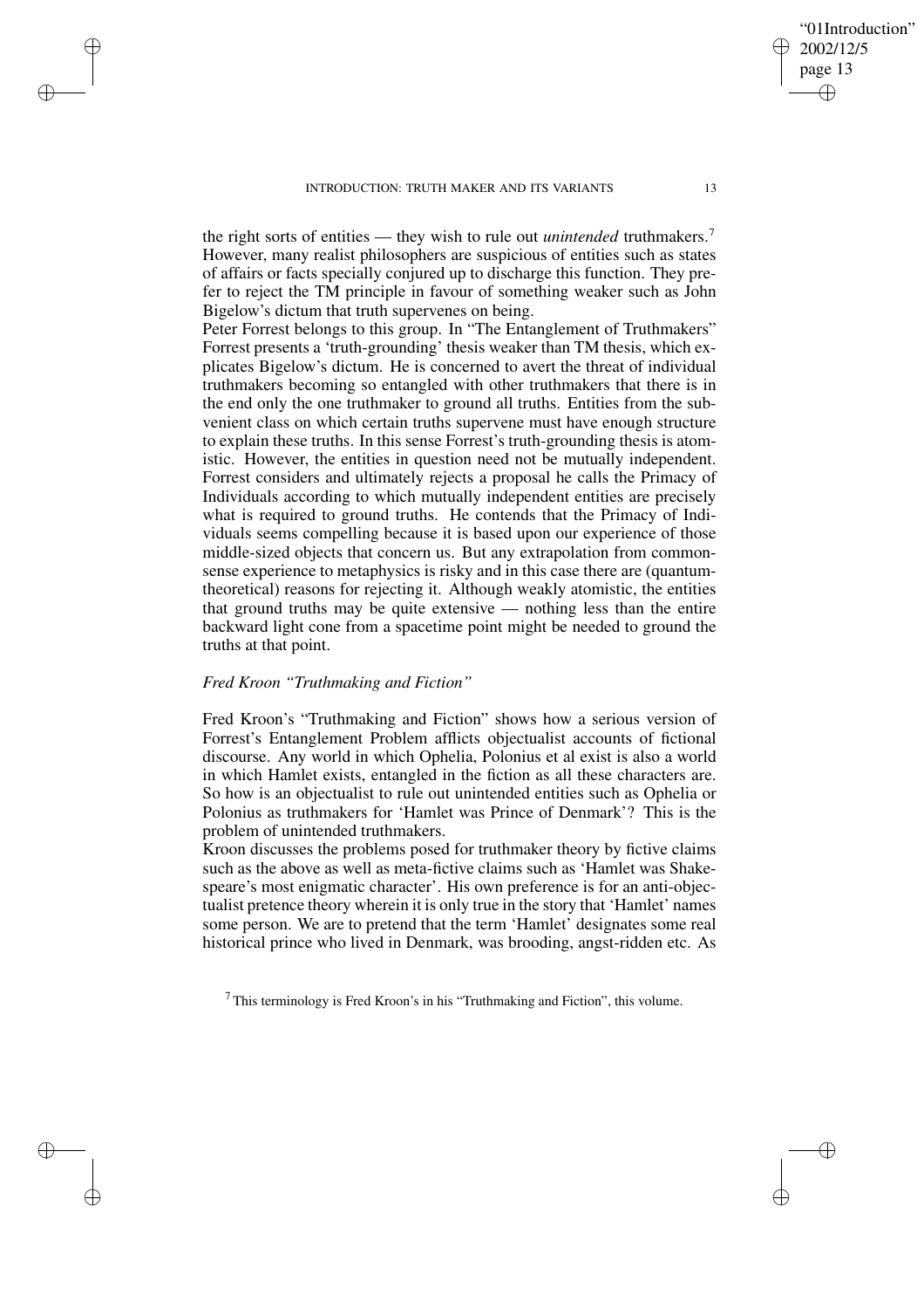the right sorts of entities — they wish to rule out *unintended* truthmakers.[7] However, many realist philosophers are suspicious of entities such as states of affairs or facts specially conjured up to discharge this function. They prefer to reject the TM principle in favour of something weaker such as John Bigelow's dictum that truth supervenes on being.

Peter Forrest belongs to this group. In "The Entanglement of Truthmakers" Forrest presents a 'truth-grounding' thesis weaker than TM thesis, which explicates Bigelow's dictum. He is concerned to avert the threat of individual truthmakers becoming so entangled with other truthmakers that there is in the end only the one truthmaker to ground all truths. Entities from the subvenient class on which certain truths supervene must have enough structure to explain these truths. In this sense Forrest's truth-grounding thesis is atomistic. However, the entities in question need not be mutually independent. Forrest considers and ultimately rejects a proposal he calls the Primacy of Individuals according to which mutually independent entities are precisely what is required to ground truths. He contends that the Primacy of Individuals seems compelling because it is based upon our experience of those middle-sized objects that concern us. But any extrapolation from commonsense experience to metaphysics is risky and in this case there are (quantum-theoretical) reasons for rejecting it. Although weakly atomistic, the entities that ground truths may be quite extensive — nothing less than the entire backward light cone from a spacetime point might be needed to ground the truths at that point.

### *Fred Kroon "Truthmaking and Fiction"*

Fred Kroon's "Truthmaking and Fiction" shows how a serious version of Forrest's Entanglement Problem afflicts objectualist accounts of fictional discourse. Any world in which Ophelia, Polonius et al exist is also a world in which Hamlet exists, entangled in the fiction as all these characters are. So how is an objectualist to rule out unintended entities such as Ophelia or Polonius as truthmakers for 'Hamlet was Prince of Denmark'? This is the problem of unintended truthmakers.

Kroon discusses the problems posed for truthmaker theory by fictive claims such as the above as well as meta-fictive claims such as 'Hamlet was Shakespeare's most enigmatic character'. His own preference is for an anti-objectualist pretence theory wherein it is only true in the story that 'Hamlet' names some person. We are to pretend that the term 'Hamlet' designates some real historical prince who lived in Denmark, was brooding, angst-ridden etc. As

[7] This terminology is Fred Kroon's in his "Truthmaking and Fiction", this volume.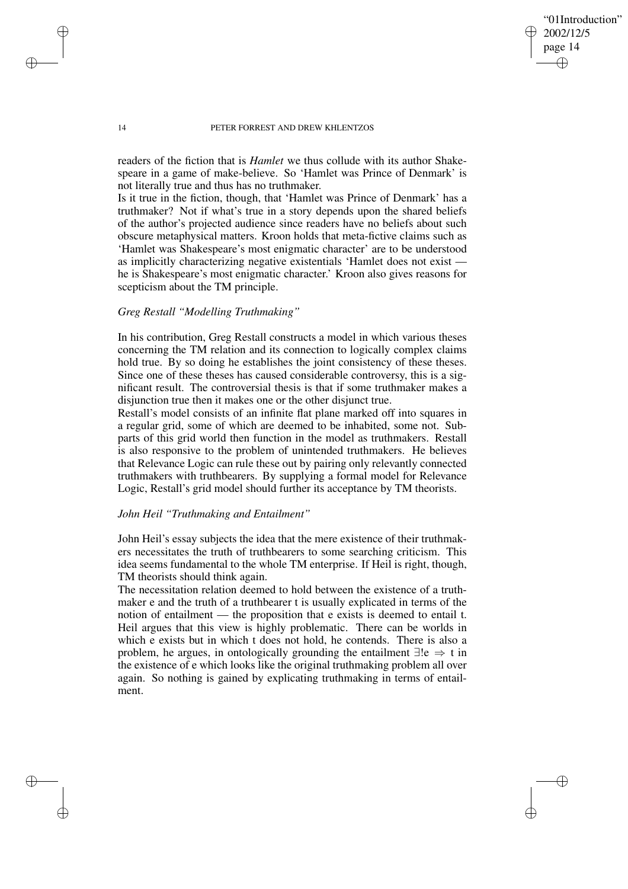readers of the fiction that is *Hamlet* we thus collude with its author Shakespeare in a game of make-believe. So 'Hamlet was Prince of Denmark' is not literally true and thus has no truthmaker.

Is it true in the fiction, though, that 'Hamlet was Prince of Denmark' has a truthmaker? Not if what's true in a story depends upon the shared beliefs of the author's projected audience since readers have no beliefs about such obscure metaphysical matters. Kroon holds that meta-fictive claims such as 'Hamlet was Shakespeare's most enigmatic character' are to be understood as implicitly characterizing negative existentials 'Hamlet does not exist — he is Shakespeare's most enigmatic character.' Kroon also gives reasons for scepticism about the TM principle.

### *Greg Restall "Modelling Truthmaking"*

In his contribution, Greg Restall constructs a model in which various theses concerning the TM relation and its connection to logically complex claims hold true. By so doing he establishes the joint consistency of these theses. Since one of these theses has caused considerable controversy, this is a significant result. The controversial thesis is that if some truthmaker makes a disjunction true then it makes one or the other disjunct true.

Restall's model consists of an infinite flat plane marked off into squares in a regular grid, some of which are deemed to be inhabited, some not. Subparts of this grid world then function in the model as truthmakers. Restall is also responsive to the problem of unintended truthmakers. He believes that Relevance Logic can rule these out by pairing only relevantly connected truthmakers with truthbearers. By supplying a formal model for Relevance Logic, Restall's grid model should further its acceptance by TM theorists.

### *John Heil "Truthmaking and Entailment"*

John Heil's essay subjects the idea that the mere existence of their truthmakers necessitates the truth of truthbearers to some searching criticism. This idea seems fundamental to the whole TM enterprise. If Heil is right, though, TM theorists should think again.

The necessitation relation deemed to hold between the existence of a truthmaker e and the truth of a truthbearer t is usually explicated in terms of the notion of entailment — the proposition that e exists is deemed to entail t. Heil argues that this view is highly problematic. There can be worlds in which e exists but in which t does not hold, he contends. There is also a problem, he argues, in ontologically grounding the entailment $\exists!e \Rightarrow t$ in the existence of e which looks like the original truthmaking problem all over again. So nothing is gained by explicating truthmaking in terms of entailment.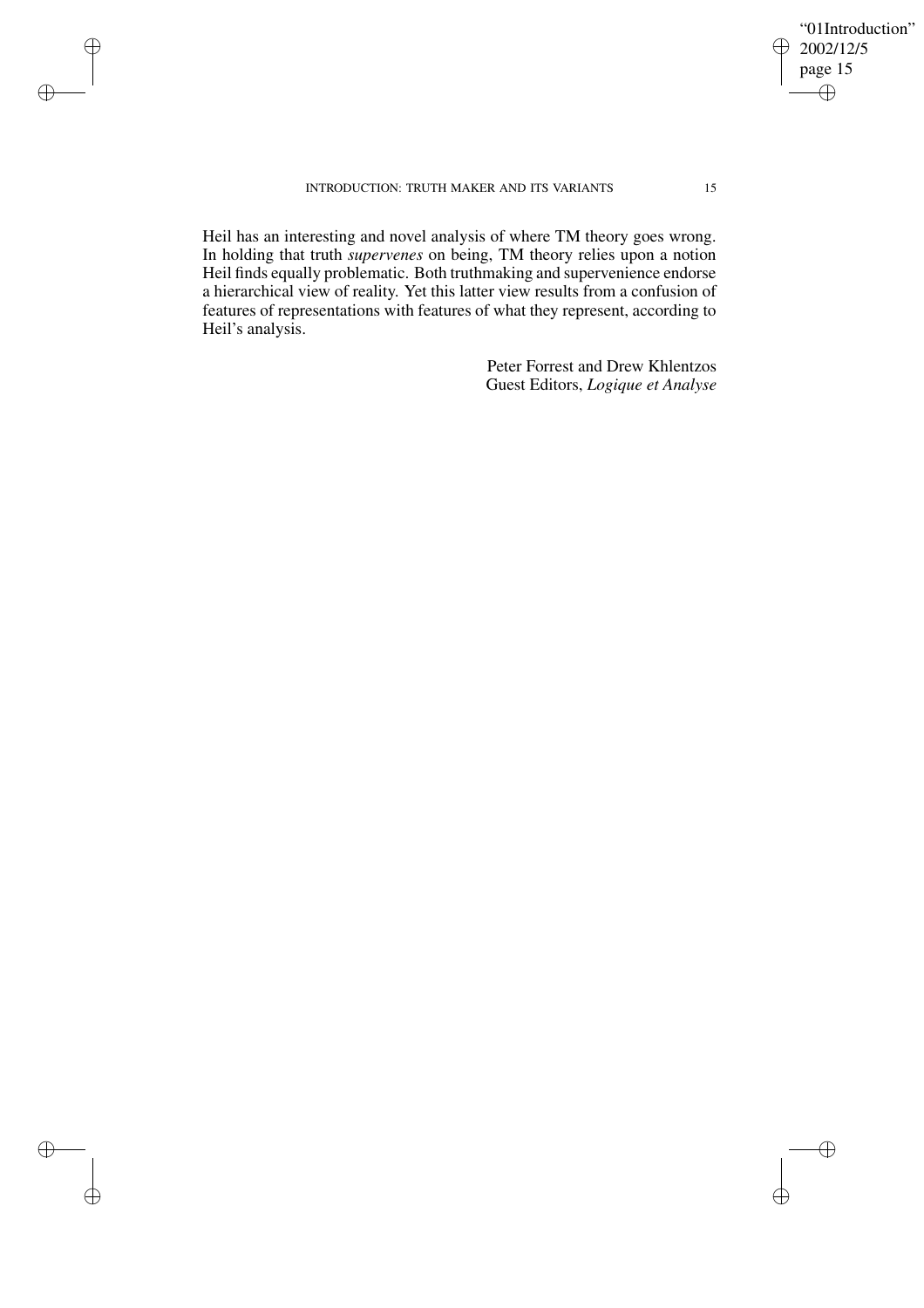Heil has an interesting and novel analysis of where TM theory goes wrong. In holding that truth *supervenes* on being, TM theory relies upon a notion Heil finds equally problematic. Both truthmaking and supervenience endorse a hierarchical view of reality. Yet this latter view results from a confusion of features of representations with features of what they represent, according to Heil's analysis.

Peter Forrest and Drew Khlentzos
Guest Editors, *Logique et Analyse*